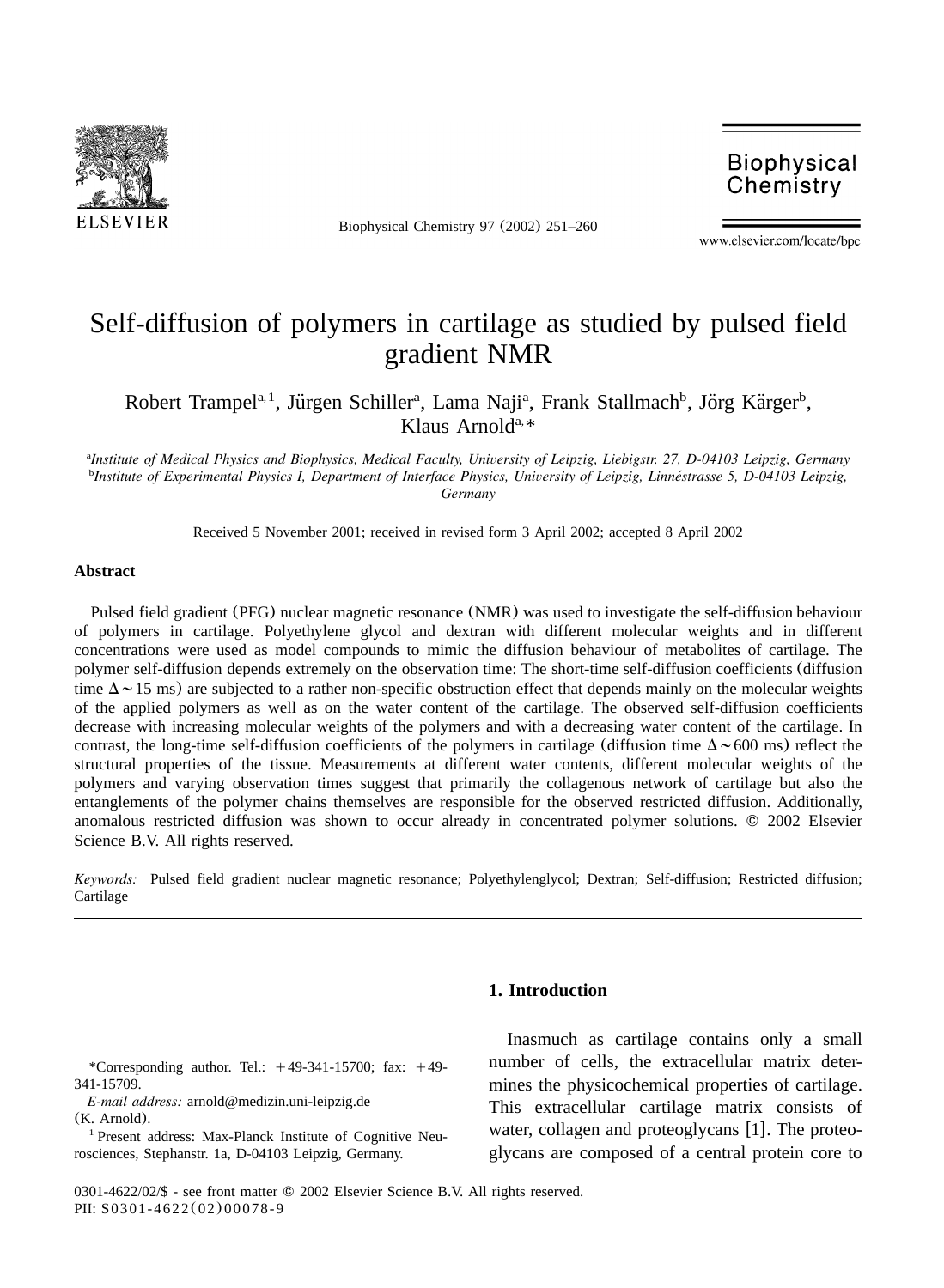# Self-diffusion of polymers in cartilage as studied by pulsed field gradient NMR

Robert Trampel[a,1], Jürgen Schiller[a], Lama Naji[a], Frank Stallmach[b], Jörg Kärger[b], Klaus Arnold[a,*]

[a]*Institute of Medical Physics and Biophysics, Medical Faculty, University of Leipzig, Liebigstr. 27, D-04103 Leipzig, Germany*
[b]*Institute of Experimental Physics I, Department of Interface Physics, University of Leipzig, Linnéstrasse 5, D-04103 Leipzig, Germany*

Received 5 November 2001; received in revised form 3 April 2002; accepted 8 April 2002

## Abstract

Pulsed field gradient (PFG) nuclear magnetic resonance (NMR) was used to investigate the self-diffusion behaviour of polymers in cartilage. Polyethylene glycol and dextran with different molecular weights and in different concentrations were used as model compounds to mimic the diffusion behaviour of metabolites of cartilage. The polymer self-diffusion depends extremely on the observation time: The short-time self-diffusion coefficients (diffusion time $\Delta \sim 15$ ms) are subjected to a rather non-specific obstruction effect that depends mainly on the molecular weights of the applied polymers as well as on the water content of the cartilage. The observed self-diffusion coefficients decrease with increasing molecular weights of the polymers and with a decreasing water content of the cartilage. In contrast, the long-time self-diffusion coefficients of the polymers in cartilage (diffusion time $\Delta \sim 600$ ms) reflect the structural properties of the tissue. Measurements at different water contents, different molecular weights of the polymers and varying observation times suggest that primarily the collagenous network of cartilage but also the entanglements of the polymer chains themselves are responsible for the observed restricted diffusion. Additionally, anomalous restricted diffusion was shown to occur already in concentrated polymer solutions. © 2002 Elsevier Science B.V. All rights reserved.

*Keywords:* Pulsed field gradient nuclear magnetic resonance; Polyethylenglycol; Dextran; Self-diffusion; Restricted diffusion; Cartilage

## 1. Introduction

Inasmuch as cartilage contains only a small number of cells, the extracellular matrix determines the physicochemical properties of cartilage. This extracellular cartilage matrix consists of water, collagen and proteoglycans [1]. The proteoglycans are composed of a central protein core to

---

*Corresponding author. Tel.: +49-341-15700; fax: +49-341-15709.
*E-mail address:* arnold@medizin.uni-leipzig.de (K. Arnold).
[1] Present address: Max-Planck Institute of Cognitive Neurosciences, Stephanstr. 1a, D-04103 Leipzig, Germany.

0301-4622/02/$ - see front matter © 2002 Elsevier Science B.V. All rights reserved.
PII: S0301-4622(02)00078-9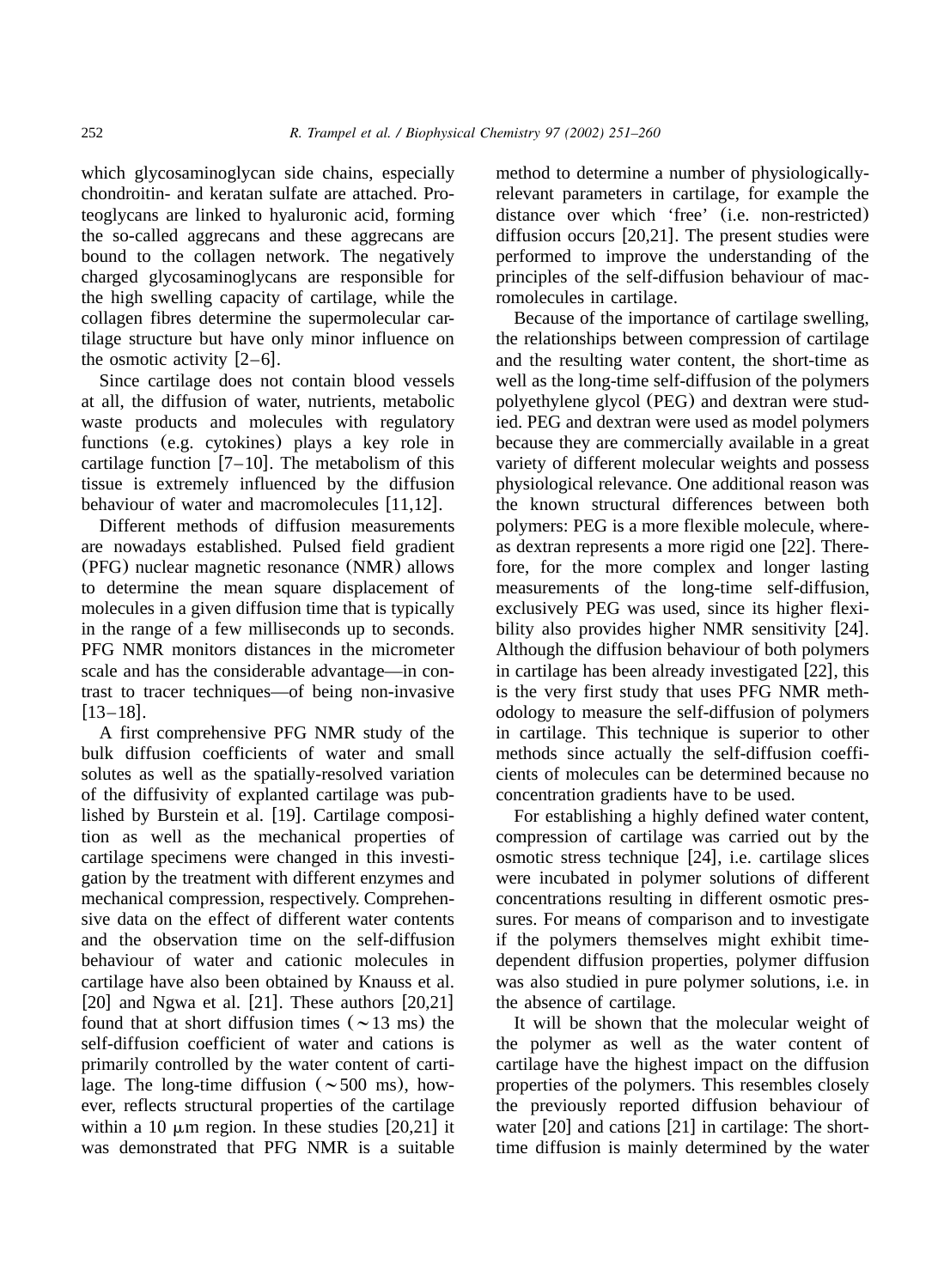which glycosaminoglycan side chains, especially chondroitin- and keratan sulfate are attached. Proteoglycans are linked to hyaluronic acid, forming the so-called aggrecans and these aggrecans are bound to the collagen network. The negatively charged glycosaminoglycans are responsible for the high swelling capacity of cartilage, while the collagen fibres determine the supermolecular cartilage structure but have only minor influence on the osmotic activity [2–6].

Since cartilage does not contain blood vessels at all, the diffusion of water, nutrients, metabolic waste products and molecules with regulatory functions (e.g. cytokines) plays a key role in cartilage function [7–10]. The metabolism of this tissue is extremely influenced by the diffusion behaviour of water and macromolecules [11,12].

Different methods of diffusion measurements are nowadays established. Pulsed field gradient (PFG) nuclear magnetic resonance (NMR) allows to determine the mean square displacement of molecules in a given diffusion time that is typically in the range of a few milliseconds up to seconds. PFG NMR monitors distances in the micrometer scale and has the considerable advantage—in contrast to tracer techniques—of being non-invasive [13–18].

A first comprehensive PFG NMR study of the bulk diffusion coefficients of water and small solutes as well as the spatially-resolved variation of the diffusivity of explanted cartilage was published by Burstein et al. [19]. Cartilage composition as well as the mechanical properties of cartilage specimens were changed in this investigation by the treatment with different enzymes and mechanical compression, respectively. Comprehensive data on the effect of different water contents and the observation time on the self-diffusion behaviour of water and cationic molecules in cartilage have also been obtained by Knauss et al. [20] and Ngwa et al. [21]. These authors [20,21] found that at short diffusion times ($\sim$13 ms) the self-diffusion coefficient of water and cations is primarily controlled by the water content of cartilage. The long-time diffusion ($\sim$500 ms), however, reflects structural properties of the cartilage within a 10 $\mu$m region. In these studies [20,21] it was demonstrated that PFG NMR is a suitable method to determine a number of physiologically-relevant parameters in cartilage, for example the distance over which 'free' (i.e. non-restricted) diffusion occurs [20,21]. The present studies were performed to improve the understanding of the principles of the self-diffusion behaviour of macromolecules in cartilage.

Because of the importance of cartilage swelling, the relationships between compression of cartilage and the resulting water content, the short-time as well as the long-time self-diffusion of the polymers polyethylene glycol (PEG) and dextran were studied. PEG and dextran were used as model polymers because they are commercially available in a great variety of different molecular weights and possess physiological relevance. One additional reason was the known structural differences between both polymers: PEG is a more flexible molecule, whereas dextran represents a more rigid one [22]. Therefore, for the more complex and longer lasting measurements of the long-time self-diffusion, exclusively PEG was used, since its higher flexibility also provides higher NMR sensitivity [24]. Although the diffusion behaviour of both polymers in cartilage has been already investigated [22], this is the very first study that uses PFG NMR methodology to measure the self-diffusion of polymers in cartilage. This technique is superior to other methods since actually the self-diffusion coefficients of molecules can be determined because no concentration gradients have to be used.

For establishing a highly defined water content, compression of cartilage was carried out by the osmotic stress technique [24], i.e. cartilage slices were incubated in polymer solutions of different concentrations resulting in different osmotic pressures. For means of comparison and to investigate if the polymers themselves might exhibit time-dependent diffusion properties, polymer diffusion was also studied in pure polymer solutions, i.e. in the absence of cartilage.

It will be shown that the molecular weight of the polymer as well as the water content of cartilage have the highest impact on the diffusion properties of the polymers. This resembles closely the previously reported diffusion behaviour of water [20] and cations [21] in cartilage: The short-time diffusion is mainly determined by the water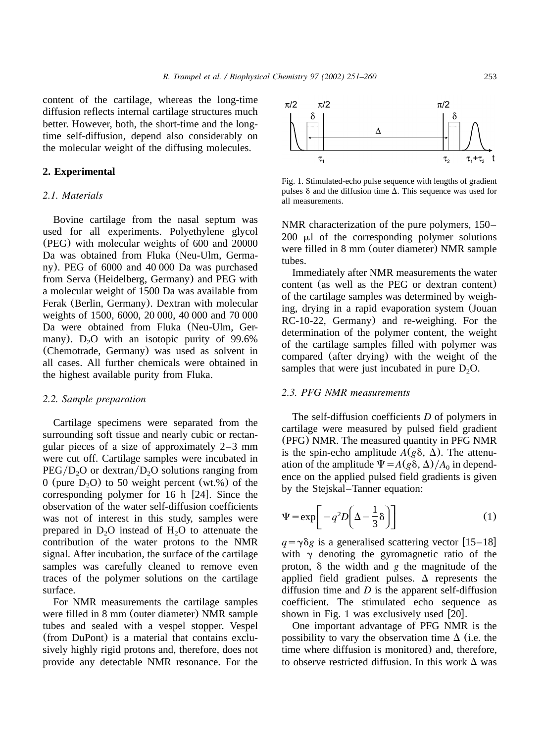content of the cartilage, whereas the long-time diffusion reflects internal cartilage structures much better. However, both, the short-time and the long-time self-diffusion, depend also considerably on the molecular weight of the diffusing molecules.

## 2. Experimental

### 2.1. Materials

Bovine cartilage from the nasal septum was used for all experiments. Polyethylene glycol (PEG) with molecular weights of 600 and 20000 Da was obtained from Fluka (Neu-Ulm, Germany). PEG of 6000 and 40 000 Da was purchased from Serva (Heidelberg, Germany) and PEG with a molecular weight of 1500 Da was available from Ferak (Berlin, Germany). Dextran with molecular weights of 1500, 6000, 20 000, 40 000 and 70 000 Da were obtained from Fluka (Neu-Ulm, Germany). $D_2O$ with an isotopic purity of 99.6% (Chemotrade, Germany) was used as solvent in all cases. All further chemicals were obtained in the highest available purity from Fluka.

### 2.2. Sample preparation

Cartilage specimens were separated from the surrounding soft tissue and nearly cubic or rectangular pieces of a size of approximately 2–3 mm were cut off. Cartilage samples were incubated in PEG/$D_2O$ or dextran/$D_2O$ solutions ranging from 0 (pure $D_2O$) to 50 weight percent (wt.%) of the corresponding polymer for 16 h [24]. Since the observation of the water self-diffusion coefficients was not of interest in this study, samples were prepared in $D_2O$ instead of $H_2O$ to attenuate the contribution of the water protons to the NMR signal. After incubation, the surface of the cartilage samples was carefully cleaned to remove even traces of the polymer solutions on the cartilage surface.

For NMR measurements the cartilage samples were filled in 8 mm (outer diameter) NMR sample tubes and sealed with a vespel stopper. Vespel (from DuPont) is a material that contains exclusively highly rigid protons and, therefore, does not provide any detectable NMR resonance. For the NMR characterization of the pure polymers, 150–200 μl of the corresponding polymer solutions were filled in 8 mm (outer diameter) NMR sample tubes.

Immediately after NMR measurements the water content (as well as the PEG or dextran content) of the cartilage samples was determined by weighing, drying in a rapid evaporation system (Jouan RC-10-22, Germany) and re-weighing. For the determination of the polymer content, the weight of the cartilage samples filled with polymer was compared (after drying) with the weight of the samples that were just incubated in pure $D_2O$.

Fig. 1. Stimulated-echo pulse sequence with lengths of gradient pulses $\delta$ and the diffusion time $\Delta$. This sequence was used for all measurements.

### 2.3. PFG NMR measurements

The self-diffusion coefficients $D$ of polymers in cartilage were measured by pulsed field gradient (PFG) NMR. The measured quantity in PFG NMR is the spin-echo amplitude $A(g\delta, \Delta)$. The attenuation of the amplitude $\Psi = A(g\delta, \Delta)/A_0$ in dependence on the applied pulsed field gradients is given by the Stejskal–Tanner equation:

$$\Psi = \exp\left[-q^2 D\left(\Delta - \frac{1}{3}\delta\right)\right] \quad (1)$$

$q = \gamma\delta g$ is a generalised scattering vector [15–18] with $\gamma$ denoting the gyromagnetic ratio of the proton, $\delta$ the width and $g$ the magnitude of the applied field gradient pulses. $\Delta$ represents the diffusion time and $D$ is the apparent self-diffusion coefficient. The stimulated echo sequence as shown in Fig. 1 was exclusively used [20].

One important advantage of PFG NMR is the possibility to vary the observation time $\Delta$ (i.e. the time where diffusion is monitored) and, therefore, to observe restricted diffusion. In this work $\Delta$ was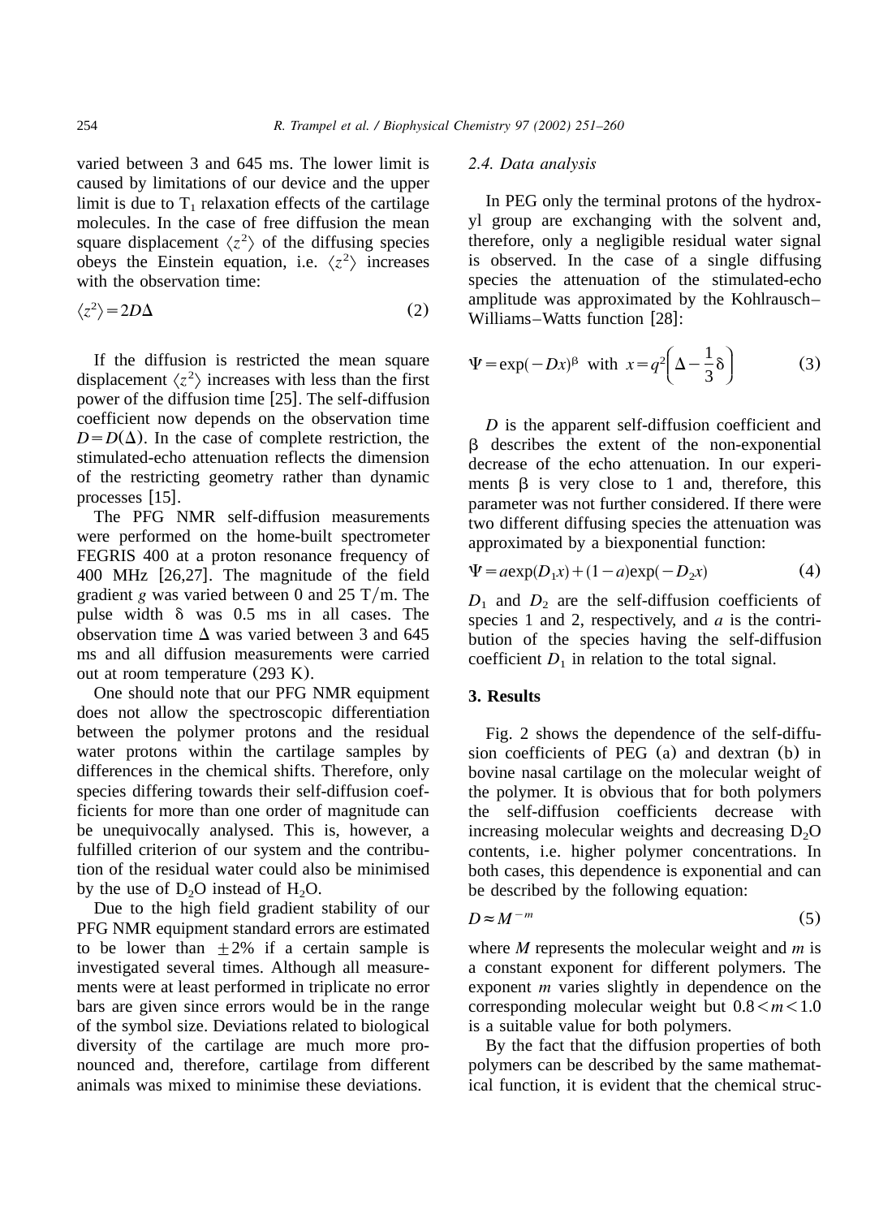varied between 3 and 645 ms. The lower limit is caused by limitations of our device and the upper limit is due to $T_1$ relaxation effects of the cartilage molecules. In the case of free diffusion the mean square displacement $\langle z^2 \rangle$ of the diffusing species obeys the Einstein equation, i.e. $\langle z^2 \rangle$ increases with the observation time:

$$\langle z^2 \rangle = 2D\Delta \tag{2}$$

If the diffusion is restricted the mean square displacement $\langle z^2 \rangle$ increases with less than the first power of the diffusion time [25]. The self-diffusion coefficient now depends on the observation time $D = D(\Delta)$. In the case of complete restriction, the stimulated-echo attenuation reflects the dimension of the restricting geometry rather than dynamic processes [15].

The PFG NMR self-diffusion measurements were performed on the home-built spectrometer FEGRIS 400 at a proton resonance frequency of 400 MHz [26,27]. The magnitude of the field gradient $g$ was varied between 0 and 25 T/m. The pulse width $\delta$ was 0.5 ms in all cases. The observation time $\Delta$ was varied between 3 and 645 ms and all diffusion measurements were carried out at room temperature (293 K).

One should note that our PFG NMR equipment does not allow the spectroscopic differentiation between the polymer protons and the residual water protons within the cartilage samples by differences in the chemical shifts. Therefore, only species differing towards their self-diffusion coefficients for more than one order of magnitude can be unequivocally analysed. This is, however, a fulfilled criterion of our system and the contribution of the residual water could also be minimised by the use of $D_2O$ instead of $H_2O$.

Due to the high field gradient stability of our PFG NMR equipment standard errors are estimated to be lower than $\pm 2\%$ if a certain sample is investigated several times. Although all measurements were at least performed in triplicate no error bars are given since errors would be in the range of the symbol size. Deviations related to biological diversity of the cartilage are much more pronounced and, therefore, cartilage from different animals was mixed to minimise these deviations.

### *2.4. Data analysis*

In PEG only the terminal protons of the hydroxyl group are exchanging with the solvent and, therefore, only a negligible residual water signal is observed. In the case of a single diffusing species the attenuation of the stimulated-echo amplitude was approximated by the Kohlrausch–Williams–Watts function [28]:

$$\Psi = \exp(-Dx)^{\beta} \text{ with } x = q^2\left(\Delta - \frac{1}{3}\delta\right) \tag{3}$$

$D$ is the apparent self-diffusion coefficient and $\beta$ describes the extent of the non-exponential decrease of the echo attenuation. In our experiments $\beta$ is very close to 1 and, therefore, this parameter was not further considered. If there were two different diffusing species the attenuation was approximated by a biexponential function:

$$\Psi = a\exp(D_1 x) + (1-a)\exp(-D_2 x) \tag{4}$$

$D_1$ and $D_2$ are the self-diffusion coefficients of species 1 and 2, respectively, and $a$ is the contribution of the species having the self-diffusion coefficient $D_1$ in relation to the total signal.

## 3. Results

Fig. 2 shows the dependence of the self-diffusion coefficients of PEG (a) and dextran (b) in bovine nasal cartilage on the molecular weight of the polymer. It is obvious that for both polymers the self-diffusion coefficients decrease with increasing molecular weights and decreasing $D_2O$ contents, i.e. higher polymer concentrations. In both cases, this dependence is exponential and can be described by the following equation:

$$D \approx M^{-m} \tag{5}$$

where $M$ represents the molecular weight and $m$ is a constant exponent for different polymers. The exponent $m$ varies slightly in dependence on the corresponding molecular weight but $0.8 < m < 1.0$ is a suitable value for both polymers.

By the fact that the diffusion properties of both polymers can be described by the same mathematical function, it is evident that the chemical struc-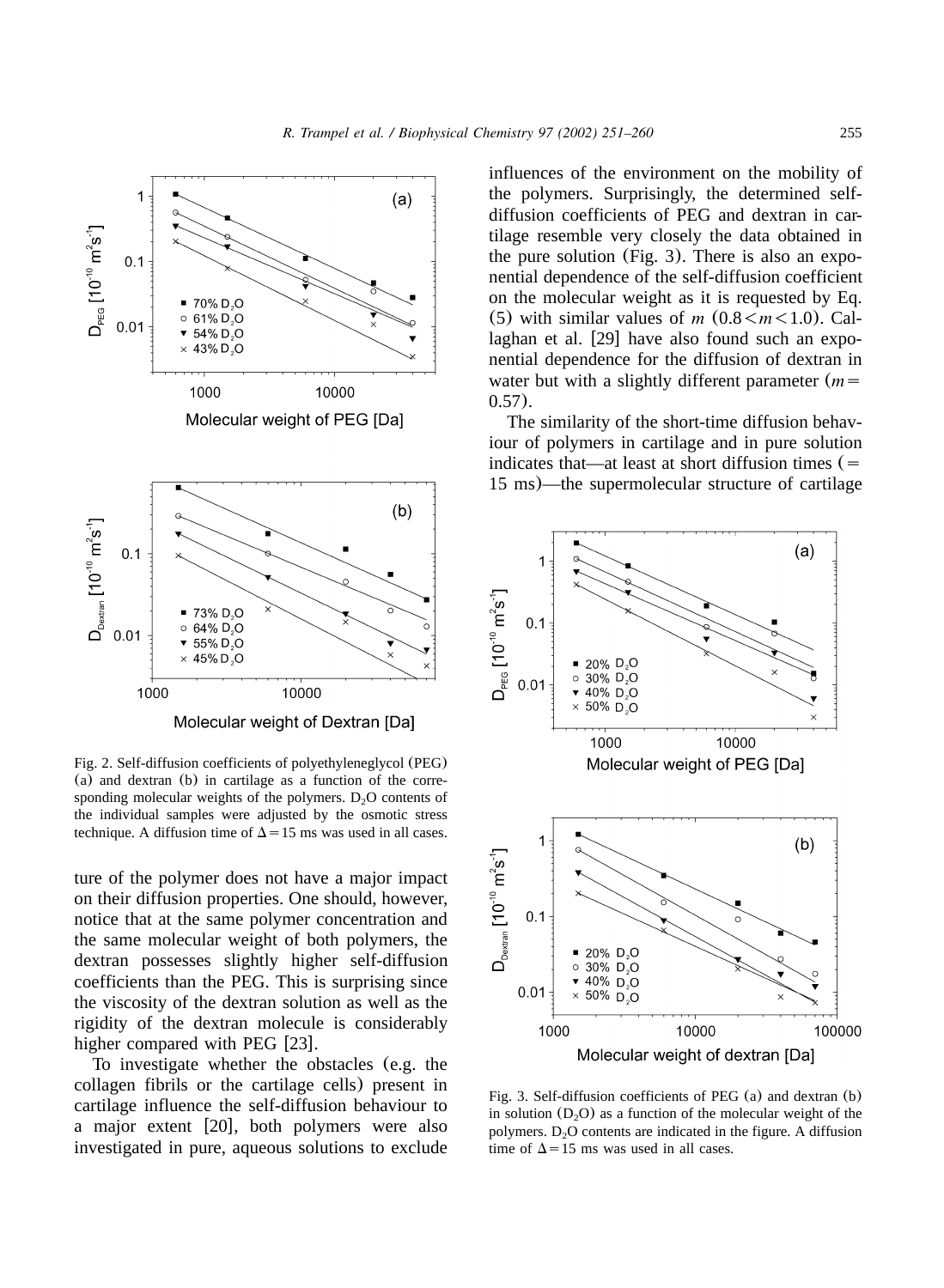Fig. 2. Self-diffusion coefficients of polyethyleneglycol (PEG) (a) and dextran (b) in cartilage as a function of the corresponding molecular weights of the polymers. $D_2O$ contents of the individual samples were adjusted by the osmotic stress technique. A diffusion time of $\Delta = 15$ ms was used in all cases.

ture of the polymer does not have a major impact on their diffusion properties. One should, however, notice that at the same polymer concentration and the same molecular weight of both polymers, the dextran possesses slightly higher self-diffusion coefficients than the PEG. This is surprising since the viscosity of the dextran solution as well as the rigidity of the dextran molecule is considerably higher compared with PEG [23].

To investigate whether the obstacles (e.g. the collagen fibrils or the cartilage cells) present in cartilage influence the self-diffusion behaviour to a major extent [20], both polymers were also investigated in pure, aqueous solutions to exclude influences of the environment on the mobility of the polymers. Surprisingly, the determined self-diffusion coefficients of PEG and dextran in cartilage resemble very closely the data obtained in the pure solution (Fig. 3). There is also an exponential dependence of the self-diffusion coefficient on the molecular weight as it is requested by Eq. (5) with similar values of $m$ ($0.8 < m < 1.0$). Callaghan et al. [29] have also found such an exponential dependence for the diffusion of dextran in water but with a slightly different parameter ($m = 0.57$).

The similarity of the short-time diffusion behaviour of polymers in cartilage and in pure solution indicates that—at least at short diffusion times (= 15 ms)—the supermolecular structure of cartilage

Fig. 3. Self-diffusion coefficients of PEG (a) and dextran (b) in solution ($D_2O$) as a function of the molecular weight of the polymers. $D_2O$ contents are indicated in the figure. A diffusion time of $\Delta = 15$ ms was used in all cases.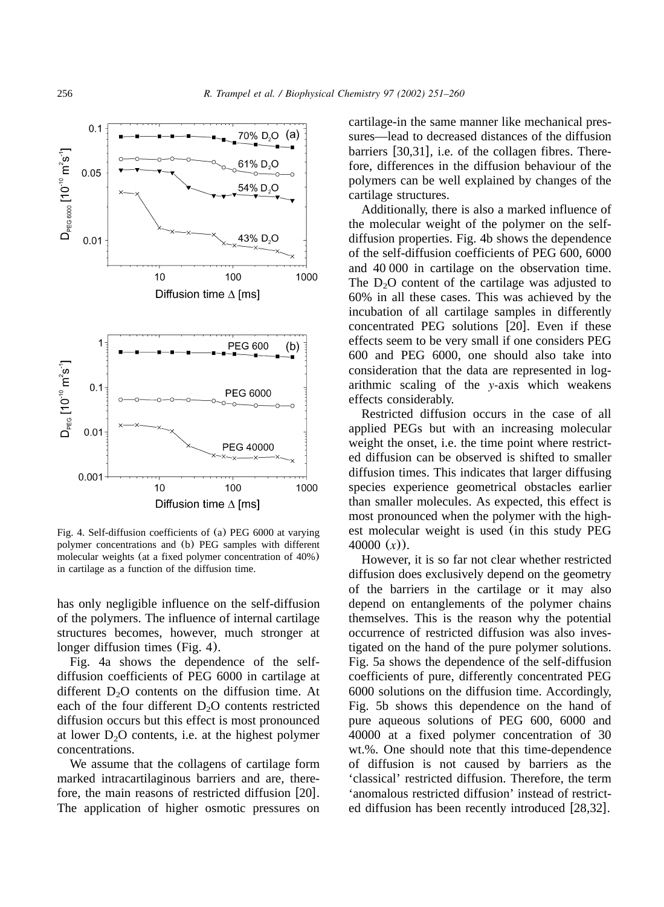Fig. 4. Self-diffusion coefficients of (a) PEG 6000 at varying polymer concentrations and (b) PEG samples with different molecular weights (at a fixed polymer concentration of 40%) in cartilage as a function of the diffusion time.

has only negligible influence on the self-diffusion of the polymers. The influence of internal cartilage structures becomes, however, much stronger at longer diffusion times (Fig. 4).

Fig. 4a shows the dependence of the self-diffusion coefficients of PEG 6000 in cartilage at different $D_2O$ contents on the diffusion time. At each of the four different $D_2O$ contents restricted diffusion occurs but this effect is most pronounced at lower $D_2O$ contents, i.e. at the highest polymer concentrations.

We assume that the collagens of cartilage form marked intracartilaginous barriers and are, therefore, the main reasons of restricted diffusion [20]. The application of higher osmotic pressures on cartilage-in the same manner like mechanical pressures—lead to decreased distances of the diffusion barriers [30,31], i.e. of the collagen fibres. Therefore, differences in the diffusion behaviour of the polymers can be well explained by changes of the cartilage structures.

Additionally, there is also a marked influence of the molecular weight of the polymer on the self-diffusion properties. Fig. 4b shows the dependence of the self-diffusion coefficients of PEG 600, 6000 and 40 000 in cartilage on the observation time. The $D_2O$ content of the cartilage was adjusted to 60% in all these cases. This was achieved by the incubation of all cartilage samples in differently concentrated PEG solutions [20]. Even if these effects seem to be very small if one considers PEG 600 and PEG 6000, one should also take into consideration that the data are represented in logarithmic scaling of the *y*-axis which weakens effects considerably.

Restricted diffusion occurs in the case of all applied PEGs but with an increasing molecular weight the onset, i.e. the time point where restricted diffusion can be observed is shifted to smaller diffusion times. This indicates that larger diffusing species experience geometrical obstacles earlier than smaller molecules. As expected, this effect is most pronounced when the polymer with the highest molecular weight is used (in this study PEG 40000 ($x$)).

However, it is so far not clear whether restricted diffusion does exclusively depend on the geometry of the barriers in the cartilage or it may also depend on entanglements of the polymer chains themselves. This is the reason why the potential occurrence of restricted diffusion was also investigated on the hand of the pure polymer solutions. Fig. 5a shows the dependence of the self-diffusion coefficients of pure, differently concentrated PEG 6000 solutions on the diffusion time. Accordingly, Fig. 5b shows this dependence on the hand of pure aqueous solutions of PEG 600, 6000 and 40000 at a fixed polymer concentration of 30 wt.%. One should note that this time-dependence of diffusion is not caused by barriers as the 'classical' restricted diffusion. Therefore, the term 'anomalous restricted diffusion' instead of restricted diffusion has been recently introduced [28,32].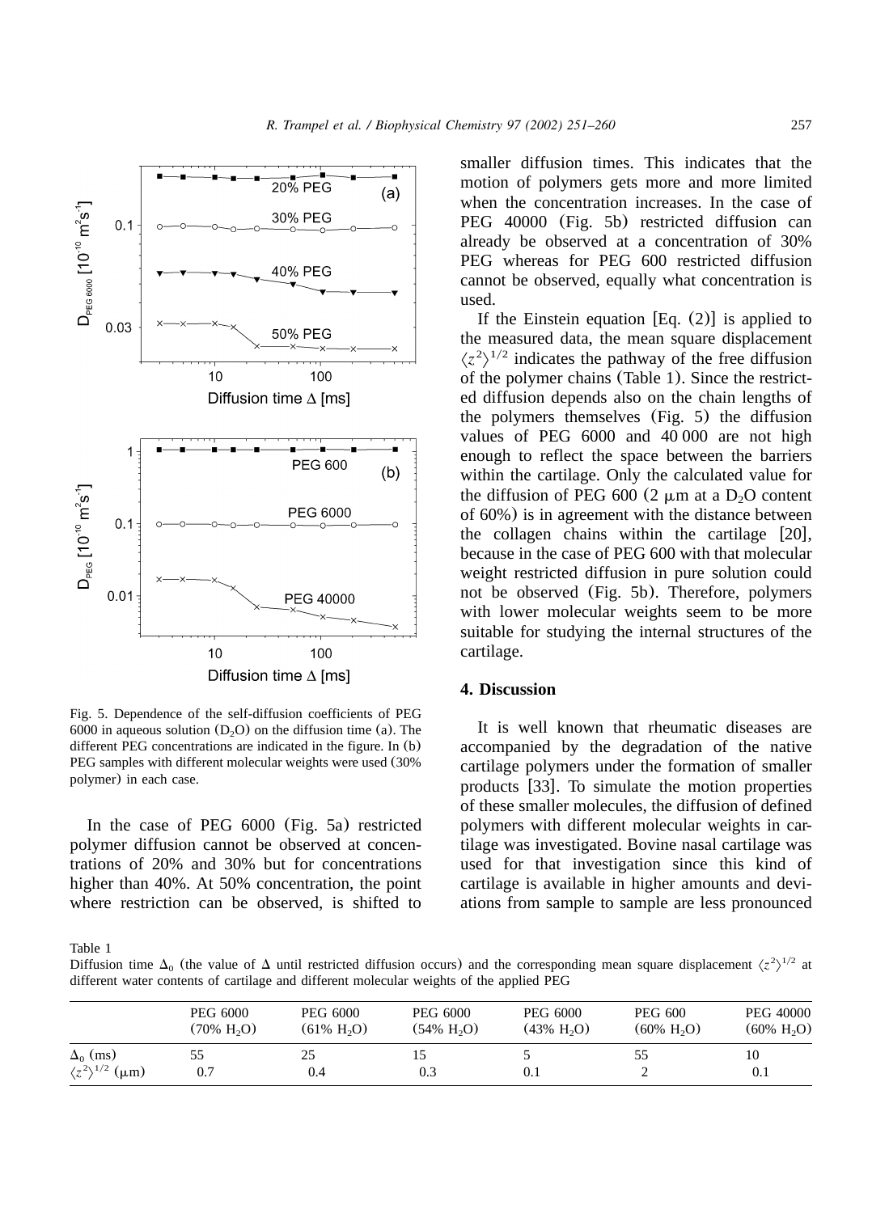Fig. 5. Dependence of the self-diffusion coefficients of PEG 6000 in aqueous solution ($D_2O$) on the diffusion time (a). The different PEG concentrations are indicated in the figure. In (b) PEG samples with different molecular weights were used (30% polymer) in each case.

In the case of PEG 6000 (Fig. 5a) restricted polymer diffusion cannot be observed at concentrations of 20% and 30% but for concentrations higher than 40%. At 50% concentration, the point where restriction can be observed, is shifted to smaller diffusion times. This indicates that the motion of polymers gets more and more limited when the concentration increases. In the case of PEG 40000 (Fig. 5b) restricted diffusion can already be observed at a concentration of 30% PEG whereas for PEG 600 restricted diffusion cannot be observed, equally what concentration is used.

If the Einstein equation [Eq. (2)] is applied to the measured data, the mean square displacement $\langle z^2 \rangle^{1/2}$ indicates the pathway of the free diffusion of the polymer chains (Table 1). Since the restricted diffusion depends also on the chain lengths of the polymers themselves (Fig. 5) the diffusion values of PEG 6000 and 40 000 are not high enough to reflect the space between the barriers within the cartilage. Only the calculated value for the diffusion of PEG 600 (2 μm at a $D_2O$ content of 60%) is in agreement with the distance between the collagen chains within the cartilage [20], because in the case of PEG 600 with that molecular weight restricted diffusion in pure solution could not be observed (Fig. 5b). Therefore, polymers with lower molecular weights seem to be more suitable for studying the internal structures of the cartilage.

## 4. Discussion

It is well known that rheumatic diseases are accompanied by the degradation of the native cartilage polymers under the formation of smaller products [33]. To simulate the motion properties of these smaller molecules, the diffusion of defined polymers with different molecular weights in cartilage was investigated. Bovine nasal cartilage was used for that investigation since this kind of cartilage is available in higher amounts and deviations from sample to sample are less pronounced

Table 1
Diffusion time $\Delta_0$ (the value of $\Delta$ until restricted diffusion occurs) and the corresponding mean square displacement $\langle z^2 \rangle^{1/2}$ at different water contents of cartilage and different molecular weights of the applied PEG

| | PEG 6000 (70% $H_2O$) | PEG 6000 (61% $H_2O$) | PEG 6000 (54% $H_2O$) | PEG 6000 (43% $H_2O$) | PEG 600 (60% $H_2O$) | PEG 40000 (60% $H_2O$) |
|---|---|---|---|---|---|---|
| $\Delta_0$ (ms) | 55 | 25 | 15 | 5 | 55 | 10 |
| $\langle z^2 \rangle^{1/2}$ (μm) | 0.7 | 0.4 | 0.3 | 0.1 | 2 | 0.1 |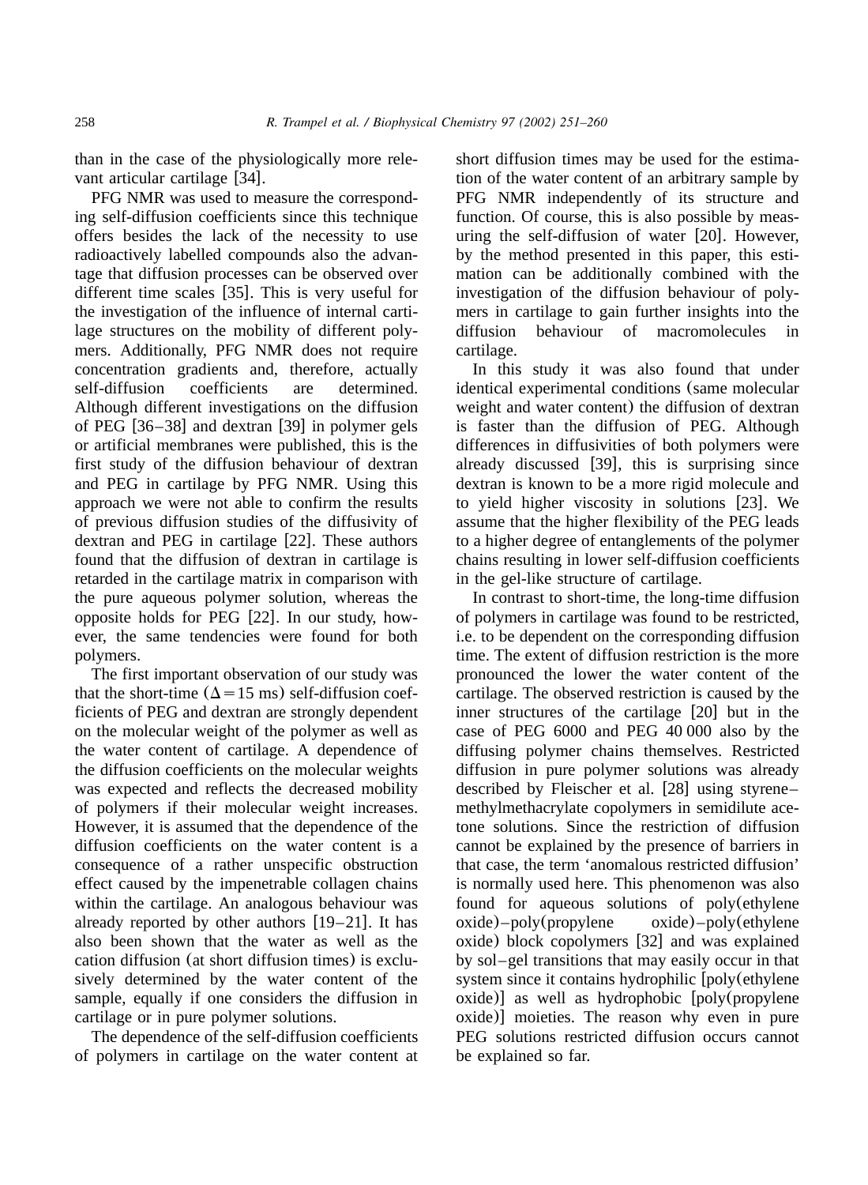than in the case of the physiologically more relevant articular cartilage [34].

PFG NMR was used to measure the corresponding self-diffusion coefficients since this technique offers besides the lack of the necessity to use radioactively labelled compounds also the advantage that diffusion processes can be observed over different time scales [35]. This is very useful for the investigation of the influence of internal cartilage structures on the mobility of different polymers. Additionally, PFG NMR does not require concentration gradients and, therefore, actually self-diffusion coefficients are determined. Although different investigations on the diffusion of PEG [36–38] and dextran [39] in polymer gels or artificial membranes were published, this is the first study of the diffusion behaviour of dextran and PEG in cartilage by PFG NMR. Using this approach we were not able to confirm the results of previous diffusion studies of the diffusivity of dextran and PEG in cartilage [22]. These authors found that the diffusion of dextran in cartilage is retarded in the cartilage matrix in comparison with the pure aqueous polymer solution, whereas the opposite holds for PEG [22]. In our study, however, the same tendencies were found for both polymers.

The first important observation of our study was that the short-time ($\Delta = 15$ ms) self-diffusion coefficients of PEG and dextran are strongly dependent on the molecular weight of the polymer as well as the water content of cartilage. A dependence of the diffusion coefficients on the molecular weights was expected and reflects the decreased mobility of polymers if their molecular weight increases. However, it is assumed that the dependence of the diffusion coefficients on the water content is a consequence of a rather unspecific obstruction effect caused by the impenetrable collagen chains within the cartilage. An analogous behaviour was already reported by other authors [19–21]. It has also been shown that the water as well as the cation diffusion (at short diffusion times) is exclusively determined by the water content of the sample, equally if one considers the diffusion in cartilage or in pure polymer solutions.

The dependence of the self-diffusion coefficients of polymers in cartilage on the water content at short diffusion times may be used for the estimation of the water content of an arbitrary sample by PFG NMR independently of its structure and function. Of course, this is also possible by measuring the self-diffusion of water [20]. However, by the method presented in this paper, this estimation can be additionally combined with the investigation of the diffusion behaviour of polymers in cartilage to gain further insights into the diffusion behaviour of macromolecules in cartilage.

In this study it was also found that under identical experimental conditions (same molecular weight and water content) the diffusion of dextran is faster than the diffusion of PEG. Although differences in diffusivities of both polymers were already discussed [39], this is surprising since dextran is known to be a more rigid molecule and to yield higher viscosity in solutions [23]. We assume that the higher flexibility of the PEG leads to a higher degree of entanglements of the polymer chains resulting in lower self-diffusion coefficients in the gel-like structure of cartilage.

In contrast to short-time, the long-time diffusion of polymers in cartilage was found to be restricted, i.e. to be dependent on the corresponding diffusion time. The extent of diffusion restriction is the more pronounced the lower the water content of the cartilage. The observed restriction is caused by the inner structures of the cartilage [20] but in the case of PEG 6000 and PEG 40 000 also by the diffusing polymer chains themselves. Restricted diffusion in pure polymer solutions was already described by Fleischer et al. [28] using styrene–methylmethacrylate copolymers in semidilute acetone solutions. Since the restriction of diffusion cannot be explained by the presence of barriers in that case, the term 'anomalous restricted diffusion' is normally used here. This phenomenon was also found for aqueous solutions of poly(ethylene oxide)–poly(propylene oxide)–poly(ethylene oxide) block copolymers [32] and was explained by sol–gel transitions that may easily occur in that system since it contains hydrophilic [poly(ethylene oxide)] as well as hydrophobic [poly(propylene oxide)] moieties. The reason why even in pure PEG solutions restricted diffusion occurs cannot be explained so far.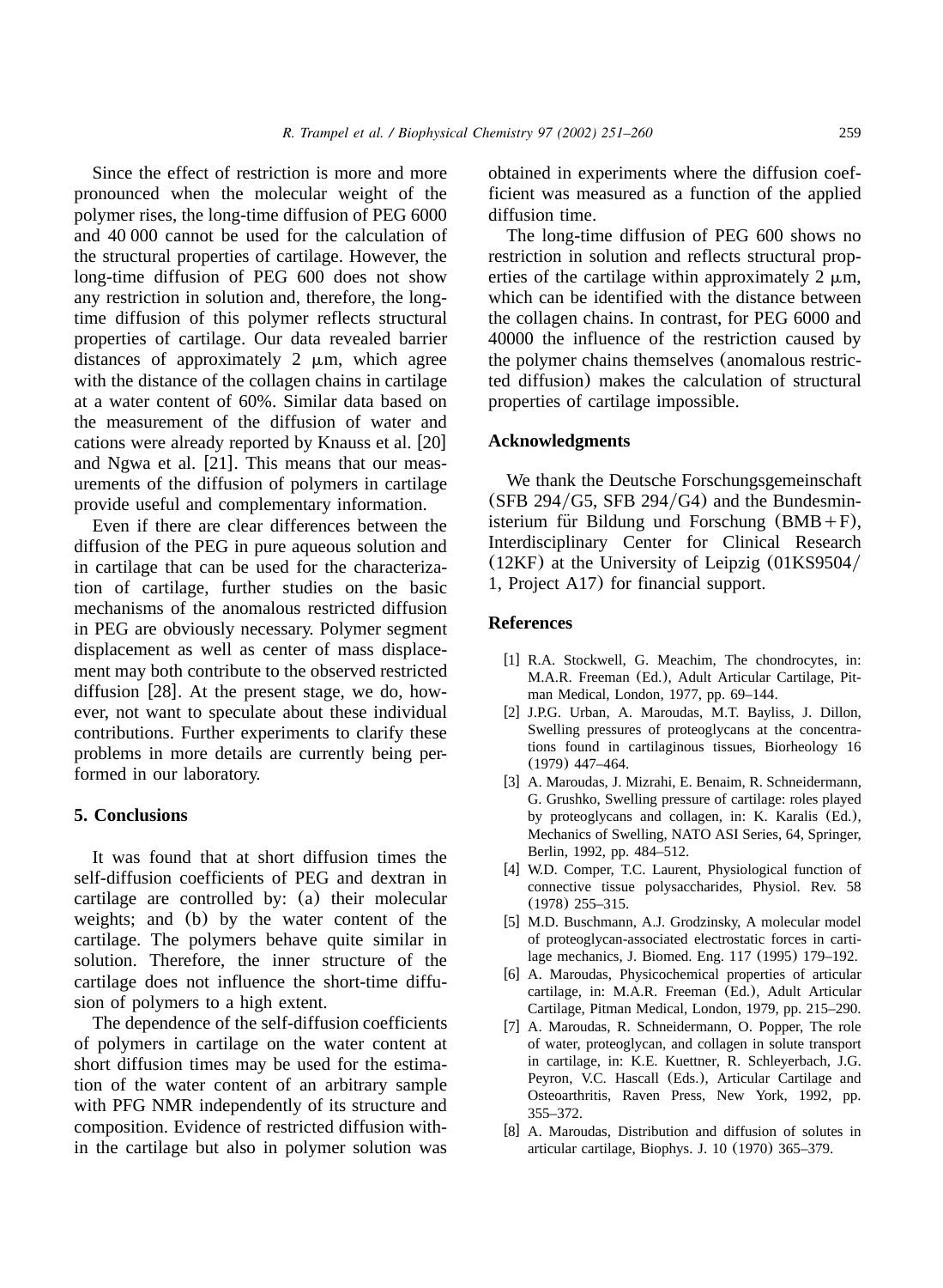Since the effect of restriction is more and more pronounced when the molecular weight of the polymer rises, the long-time diffusion of PEG 6000 and 40 000 cannot be used for the calculation of the structural properties of cartilage. However, the long-time diffusion of PEG 600 does not show any restriction in solution and, therefore, the long-time diffusion of this polymer reflects structural properties of cartilage. Our data revealed barrier distances of approximately 2 μm, which agree with the distance of the collagen chains in cartilage at a water content of 60%. Similar data based on the measurement of the diffusion of water and cations were already reported by Knauss et al. [20] and Ngwa et al. [21]. This means that our measurements of the diffusion of polymers in cartilage provide useful and complementary information.

Even if there are clear differences between the diffusion of the PEG in pure aqueous solution and in cartilage that can be used for the characterization of cartilage, further studies on the basic mechanisms of the anomalous restricted diffusion in PEG are obviously necessary. Polymer segment displacement as well as center of mass displacement may both contribute to the observed restricted diffusion [28]. At the present stage, we do, however, not want to speculate about these individual contributions. Further experiments to clarify these problems in more details are currently being performed in our laboratory.

## 5. Conclusions

It was found that at short diffusion times the self-diffusion coefficients of PEG and dextran in cartilage are controlled by: (a) their molecular weights; and (b) by the water content of the cartilage. The polymers behave quite similar in solution. Therefore, the inner structure of the cartilage does not influence the short-time diffusion of polymers to a high extent.

The dependence of the self-diffusion coefficients of polymers in cartilage on the water content at short diffusion times may be used for the estimation of the water content of an arbitrary sample with PFG NMR independently of its structure and composition. Evidence of restricted diffusion within the cartilage but also in polymer solution was obtained in experiments where the diffusion coefficient was measured as a function of the applied diffusion time.

The long-time diffusion of PEG 600 shows no restriction in solution and reflects structural properties of the cartilage within approximately 2 μm, which can be identified with the distance between the collagen chains. In contrast, for PEG 6000 and 40000 the influence of the restriction caused by the polymer chains themselves (anomalous restricted diffusion) makes the calculation of structural properties of cartilage impossible.

## Acknowledgments

We thank the Deutsche Forschungsgemeinschaft (SFB 294/G5, SFB 294/G4) and the Bundesministerium für Bildung und Forschung (BMB+F), Interdisciplinary Center for Clinical Research (12KF) at the University of Leipzig (01KS9504/1, Project A17) for financial support.

## References

[1] R.A. Stockwell, G. Meachim, The chondrocytes, in: M.A.R. Freeman (Ed.), Adult Articular Cartilage, Pitman Medical, London, 1977, pp. 69–144.

[2] J.P.G. Urban, A. Maroudas, M.T. Bayliss, J. Dillon, Swelling pressures of proteoglycans at the concentrations found in cartilaginous tissues, Biorheology 16 (1979) 447–464.

[3] A. Maroudas, J. Mizrahi, E. Benaim, R. Schneidermann, G. Grushko, Swelling pressure of cartilage: roles played by proteoglycans and collagen, in: K. Karalis (Ed.), Mechanics of Swelling, NATO ASI Series, 64, Springer, Berlin, 1992, pp. 484–512.

[4] W.D. Comper, T.C. Laurent, Physiological function of connective tissue polysaccharides, Physiol. Rev. 58 (1978) 255–315.

[5] M.D. Buschmann, A.J. Grodzinsky, A molecular model of proteoglycan-associated electrostatic forces in cartilage mechanics, J. Biomed. Eng. 117 (1995) 179–192.

[6] A. Maroudas, Physicochemical properties of articular cartilage, in: M.A.R. Freeman (Ed.), Adult Articular Cartilage, Pitman Medical, London, 1979, pp. 215–290.

[7] A. Maroudas, R. Schneidermann, O. Popper, The role of water, proteoglycan, and collagen in solute transport in cartilage, in: K.E. Kuettner, R. Schleyerbach, J.G. Peyron, V.C. Hascall (Eds.), Articular Cartilage and Osteoarthritis, Raven Press, New York, 1992, pp. 355–372.

[8] A. Maroudas, Distribution and diffusion of solutes in articular cartilage, Biophys. J. 10 (1970) 365–379.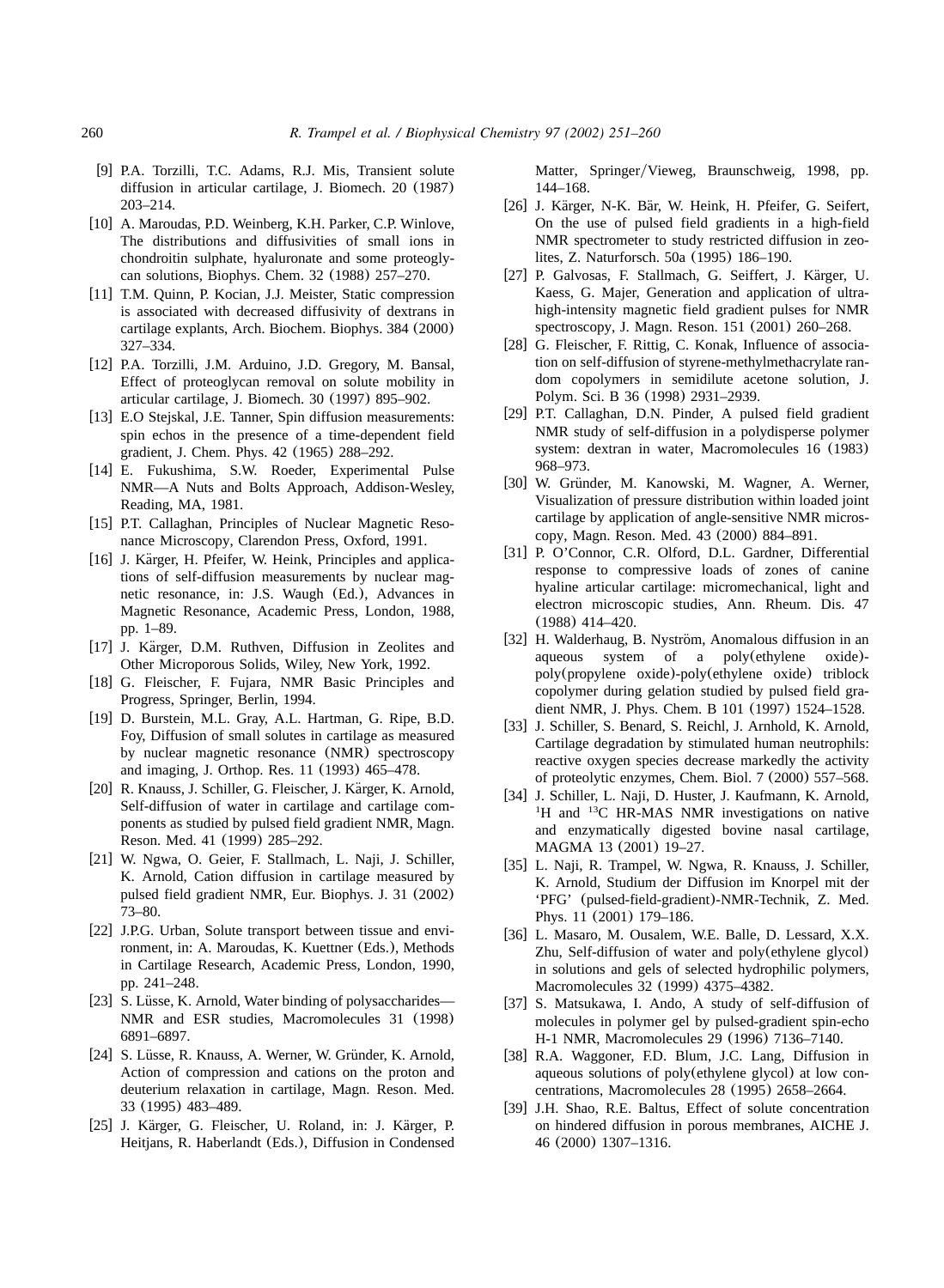[9] P.A. Torzilli, T.C. Adams, R.J. Mis, Transient solute diffusion in articular cartilage, J. Biomech. 20 (1987) 203–214.

[10] A. Maroudas, P.D. Weinberg, K.H. Parker, C.P. Winlove, The distributions and diffusivities of small ions in chondroitin sulphate, hyaluronate and some proteoglycan solutions, Biophys. Chem. 32 (1988) 257–270.

[11] T.M. Quinn, P. Kocian, J.J. Meister, Static compression is associated with decreased diffusivity of dextrans in cartilage explants, Arch. Biochem. Biophys. 384 (2000) 327–334.

[12] P.A. Torzilli, J.M. Arduino, J.D. Gregory, M. Bansal, Effect of proteoglycan removal on solute mobility in articular cartilage, J. Biomech. 30 (1997) 895–902.

[13] E.O Stejskal, J.E. Tanner, Spin diffusion measurements: spin echos in the presence of a time-dependent field gradient, J. Chem. Phys. 42 (1965) 288–292.

[14] E. Fukushima, S.W. Roeder, Experimental Pulse NMR—A Nuts and Bolts Approach, Addison-Wesley, Reading, MA, 1981.

[15] P.T. Callaghan, Principles of Nuclear Magnetic Resonance Microscopy, Clarendon Press, Oxford, 1991.

[16] J. Kärger, H. Pfeifer, W. Heink, Principles and applications of self-diffusion measurements by nuclear magnetic resonance, in: J.S. Waugh (Ed.), Advances in Magnetic Resonance, Academic Press, London, 1988, pp. 1–89.

[17] J. Kärger, D.M. Ruthven, Diffusion in Zeolites and Other Microporous Solids, Wiley, New York, 1992.

[18] G. Fleischer, F. Fujara, NMR Basic Principles and Progress, Springer, Berlin, 1994.

[19] D. Burstein, M.L. Gray, A.L. Hartman, G. Ripe, B.D. Foy, Diffusion of small solutes in cartilage as measured by nuclear magnetic resonance (NMR) spectroscopy and imaging, J. Orthop. Res. 11 (1993) 465–478.

[20] R. Knauss, J. Schiller, G. Fleischer, J. Kärger, K. Arnold, Self-diffusion of water in cartilage and cartilage components as studied by pulsed field gradient NMR, Magn. Reson. Med. 41 (1999) 285–292.

[21] W. Ngwa, O. Geier, F. Stallmach, L. Naji, J. Schiller, K. Arnold, Cation diffusion in cartilage measured by pulsed field gradient NMR, Eur. Biophys. J. 31 (2002) 73–80.

[22] J.P.G. Urban, Solute transport between tissue and environment, in: A. Maroudas, K. Kuettner (Eds.), Methods in Cartilage Research, Academic Press, London, 1990, pp. 241–248.

[23] S. Lüsse, K. Arnold, Water binding of polysaccharides—NMR and ESR studies, Macromolecules 31 (1998) 6891–6897.

[24] S. Lüsse, R. Knauss, A. Werner, W. Gründer, K. Arnold, Action of compression and cations on the proton and deuterium relaxation in cartilage, Magn. Reson. Med. 33 (1995) 483–489.

[25] J. Kärger, G. Fleischer, U. Roland, in: J. Kärger, P. Heitjans, R. Haberlandt (Eds.), Diffusion in Condensed Matter, Springer/Vieweg, Braunschweig, 1998, pp. 144–168.

[26] J. Kärger, N-K. Bär, W. Heink, H. Pfeifer, G. Seifert, On the use of pulsed field gradients in a high-field NMR spectrometer to study restricted diffusion in zeolites, Z. Naturforsch. 50a (1995) 186–190.

[27] P. Galvosas, F. Stallmach, G. Seiffert, J. Kärger, U. Kaess, G. Majer, Generation and application of ultra-high-intensity magnetic field gradient pulses for NMR spectroscopy, J. Magn. Reson. 151 (2001) 260–268.

[28] G. Fleischer, F. Rittig, C. Konak, Influence of association on self-diffusion of styrene-methylmethacrylate random copolymers in semidilute acetone solution, J. Polym. Sci. B 36 (1998) 2931–2939.

[29] P.T. Callaghan, D.N. Pinder, A pulsed field gradient NMR study of self-diffusion in a polydisperse polymer system: dextran in water, Macromolecules 16 (1983) 968–973.

[30] W. Gründer, M. Kanowski, M. Wagner, A. Werner, Visualization of pressure distribution within loaded joint cartilage by application of angle-sensitive NMR microscopy, Magn. Reson. Med. 43 (2000) 884–891.

[31] P. O'Connor, C.R. Olford, D.L. Gardner, Differential response to compressive loads of zones of canine hyaline articular cartilage: micromechanical, light and electron microscopic studies, Ann. Rheum. Dis. 47 (1988) 414–420.

[32] H. Walderhaug, B. Nyström, Anomalous diffusion in an aqueous system of a poly(ethylene oxide)-poly(propylene oxide)-poly(ethylene oxide) triblock copolymer during gelation studied by pulsed field gradient NMR, J. Phys. Chem. B 101 (1997) 1524–1528.

[33] J. Schiller, S. Benard, S. Reichl, J. Arnhold, K. Arnold, Cartilage degradation by stimulated human neutrophils: reactive oxygen species decrease markedly the activity of proteolytic enzymes, Chem. Biol. 7 (2000) 557–568.

[34] J. Schiller, L. Naji, D. Huster, J. Kaufmann, K. Arnold, $^{1}$H and $^{13}$C HR-MAS NMR investigations on native and enzymatically digested bovine nasal cartilage, MAGMA 13 (2001) 19–27.

[35] L. Naji, R. Trampel, W. Ngwa, R. Knauss, J. Schiller, K. Arnold, Studium der Diffusion im Knorpel mit der 'PFG' (pulsed-field-gradient)-NMR-Technik, Z. Med. Phys. 11 (2001) 179–186.

[36] L. Masaro, M. Ousalem, W.E. Balle, D. Lessard, X.X. Zhu, Self-diffusion of water and poly(ethylene glycol) in solutions and gels of selected hydrophilic polymers, Macromolecules 32 (1999) 4375–4382.

[37] S. Matsukawa, I. Ando, A study of self-diffusion of molecules in polymer gel by pulsed-gradient spin-echo H-1 NMR, Macromolecules 29 (1996) 7136–7140.

[38] R.A. Waggoner, F.D. Blum, J.C. Lang, Diffusion in aqueous solutions of poly(ethylene glycol) at low concentrations, Macromolecules 28 (1995) 2658–2664.

[39] J.H. Shao, R.E. Baltus, Effect of solute concentration on hindered diffusion in porous membranes, AICHE J. 46 (2000) 1307–1316.